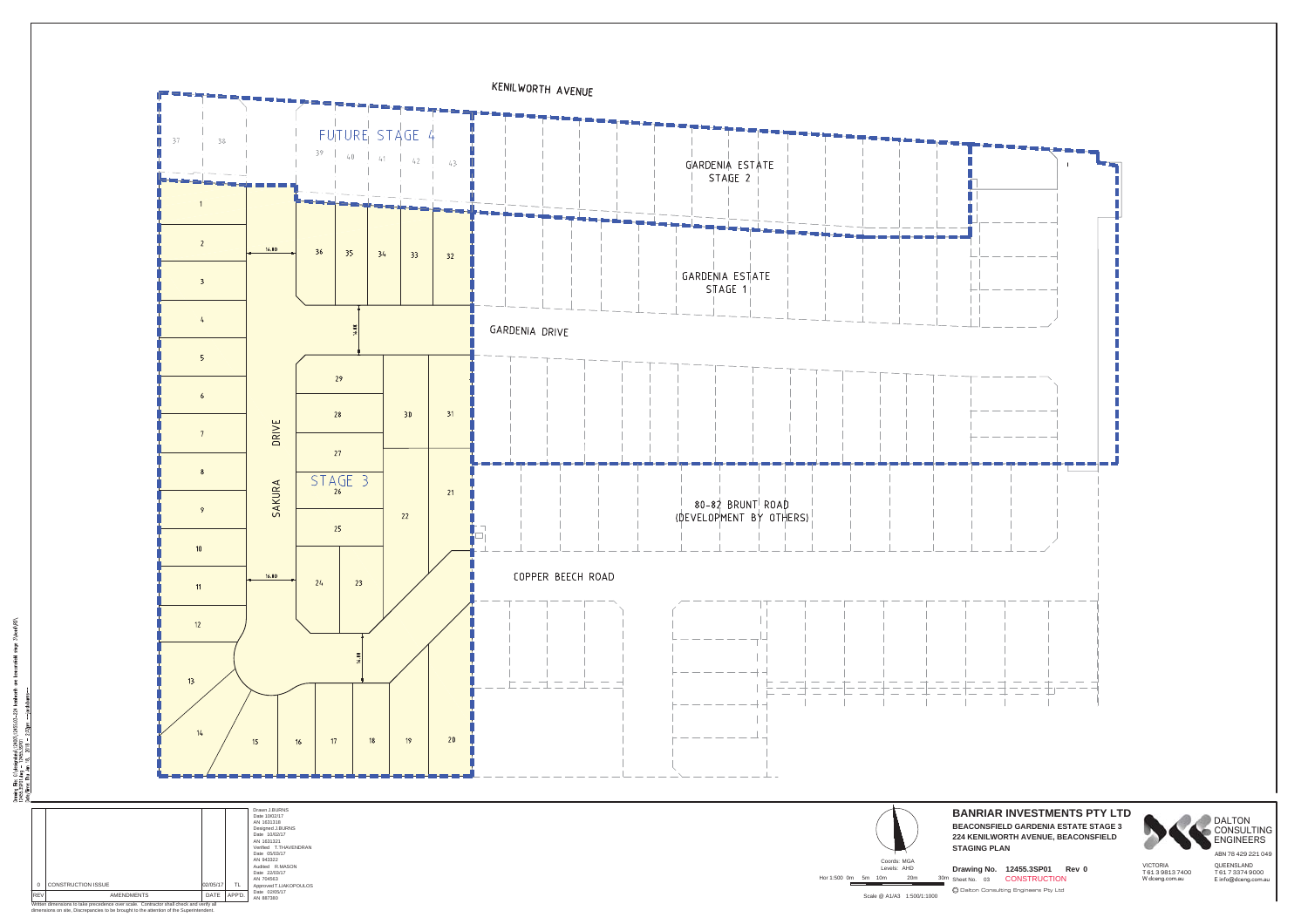KENILWORTH AVENUE

FUTURE STAGE 4

37 38 39 40 41 42 43

GARDENIA ESTATE STAGE 2

GARDENIA ESTATE STAGE 1

GARDENIA DRIVE

80-82 BRUNT ROAD (DEVELOPMENT BY OTHERS)

COPPER BEECH ROAD

STAGE 3

SAKURA DRIVE

1 2 3 4 5 6 7 8 9 10 11 12 13 14 15 16 17 18 19 20 21 22 23 24 25 26 27 28 29 30 31 32 33 34 35 36

16.00 16.00 16.00 16.00

| REV | AMENDMENTS | DATE | APP'D |
|---|---|---|---|
| 0 | CONSTRUCTION ISSUE | 02/05/17 | TL |

Written dimensions to take precedence over scale. Contractor shall check and verify all dimensions on site. Discrepancies to be brought to the attention of the Superintendent.

Drawn J.BURNS
Date 10/02/17
AN 1631318
Designed J.BURNS
Date 10/02/17
AN 1631321
Verified T.THAVENDRAN
Date 05/03/17
AN 943322
Audited R.MASON
Date 22/03/17
AN 704563
Approved T.LIAKOPOULOS
Date 02/05/17
AN 887360

Coords: MGA
Levels: AHD

Hor 1:500 0m 5m 10m 20m 30m

Scale @ A1/A3 1:500/1:1000

**BANRIAR INVESTMENTS PTY LTD**

**BEACONSFIELD GARDENIA ESTATE STAGE 3**
**224 KENILWORTH AVENUE, BEACONSFIELD**
**STAGING PLAN**

**Drawing No. 12455.3SP01 Rev 0**
Sheet No. 03 CONSTRUCTION

© Dalton Consulting Engineers Pty Ltd

DALTON CONSULTING ENGINEERS
ABN 78 429 221 049

VICTORIA
T 61 3 9813 7400
W dceng.com.au

QUEENSLAND
T 61 7 3374 9000
E info@dceng.com.au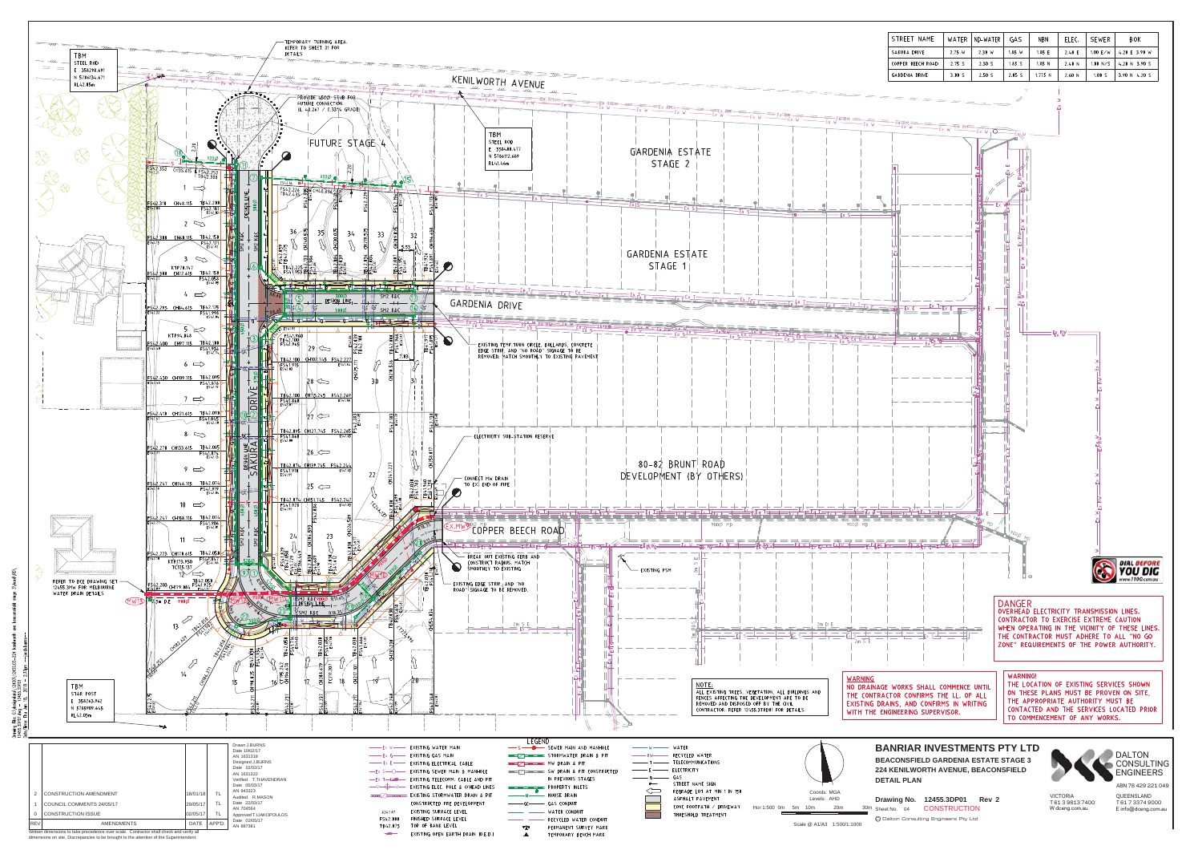| STREET NAME | WATER | ND-WATER | GAS | NBN | ELEC. | SEWER | BOK |
|---|---|---|---|---|---|---|---|
| SAKURA DRIVE | 2.75 W | 2.30 W | 1.85 W | 1.45 E | 2.40 E | 1.00 E/W | 4.20 E 3.90 W |
| COPPER BEECH ROAD | 2.75 S | 2.30 S | 1.85 S | 1.45 N | 2.40 N | 1.00 N/S | 4.20 N 3.90 S |
| GARDENIA DRIVE | 3.00 S | 2.50 S | 2.05 S | 1.775 N | 2.60 N | 1.00 S | 3.90 N 4.20 S |

KENILWORTH AVENUE

TEMPORARY TURNING AREA. REFER TO SHEET 01 FOR DETAILS

PROVIDE ΙSOO STUB FOR FUTURE CONNECTION. IL 40.267 / 0.33% GRADE

FUTURE STAGE 4

TBM STEEL ROD E 356290.691 N 5786134.671 RL42.85m

TBM STEEL ROD E 356488.477 N 5786112.689 RL41.46m

GARDENIA ESTATE STAGE 2

GARDENIA ESTATE STAGE 1

GARDENIA DRIVE

SAKURA DRIVE

EXISTING TEMP.TURN CIRCLE, BOLLARDS, CONCRETE EDGE STRIP, AND 'NO ROAD' SIGNAGE TO BE REMOVED. MATCH SMOOTHLY TO EXISTING PAVEMENT

ELECTRICITY SUB-STATION RESERVE

80-82 BRUNT ROAD DEVELOPMENT (BY OTHERS)

CONNECT MW DRAIN TO EX. END OF PIPE

COPPER BEECH ROAD

BREAK OUT EXISTING KERB AND CONSTRUCT RAMPS. MATCH SMOOTHLY TO EXISTING

EXISTING EDGE STRIP, AND 'NO ROAD' SIGNAGE TO BE REMOVED.

EXISTING PSM

REFER TO DCE DRAWING SET 12455.3MW FOR MELBOURNE WATER DRAIN DETAILS

TBM STAR POST E 356243.942 N 5785909.449 RL42.05m

NOTE:
ALL EXISTING TREES, VEGETATION, ALL BUILDINGS AND FENCES AFFECTING THE DEVELOPMENT ARE TO BE REMOVED AND DISPOSED OFF BY THE CIVIL CONTRACTOR. REFER 12455.3TRD01 FOR DETAILS.

WARNING
NO DRAINAGE WORKS SHALL COMMENCE UNTIL THE CONTRACTOR CONFIRMS THE I.L. OF ALL EXISTING DRAINS, AND CONFIRMS IN WRITING WITH THE ENGINEERING SUPERVISOR.

DANGER
OVERHEAD ELECTRICITY TRANSMISSION LINES. CONTRACTOR TO EXERCISE EXTREME CAUTION WHEN OPERATING IN THE VICINITY OF THESE LINES. THE CONTRACTOR MUST ADHERE TO ALL "NO GO ZONE" REQUIREMENTS OF THE POWER AUTHORITY.

WARNING!
THE LOCATION OF EXISTING SERVICES SHOWN ON THESE PLANS MUST BE PROVEN ON SITE, THE APPROPRIATE AUTHORITY MUST BE CONTACTED AND THE SERVICES LOCATED PRIOR TO COMMENCEMENT OF ANY WORKS.

DIAL BEFORE YOU DIG www.1100.com.au

| REV | AMENDMENTS | DATE | APP'D |
|---|---|---|---|
| 2 | CONSTRUCTION AMENDMENT | 18/01/18 | TL |
| 1 | COUNCIL COMMENTS 24/05/17 | 29/05/17 | TL |
| 0 | CONSTRUCTION ISSUE | 02/05/17 | TL |

Drawn J.BURNS Date 10/02/17 AN 1631318
Designed J.BURNS Date 10/02/17 AN 1631322
Verified T.THAVENDRAN Date 05/03/17 AN 843323
Audited R.MASON Date 22/03/17 AN 704564
Approved T.LIAKOPOULOS Date 02/05/17 AN 887361

Written dimensions to take precedence over scale. Contractor shall check and verify all dimensions on site. Discrepancies to be brought to the attention of the Superintendent.

LEGEND
- EXISTING WATER MAIN
- EXISTING GAS MAIN
- EXISTING ELECTRICAL CABLE
- EXISTING SEWER MAIN & MANHOLE
- EXISTING TELECOMM. CABLE AND PIT
- EXISTING ELEC. POLE & O'HEAD LINES
- EXISTING STORMWATER DRAIN & PIT
- CONSTRUCTED FIRE DEVELOPMENT
- EXISTING SURFACE LEVEL
- FINISHED SURFACE LEVEL
- TOP OF BANK LEVEL
- EXISTING OPEN EARTH DRAIN (O.E.D.)
- SEWER MAIN AND MANHOLE
- STORMWATER DRAIN & PIT
- MW DRAIN & PIT
- SW DRAIN & PIT CONSTRUCTED IN PREVIOUS STAGES
- PROPERTY INLETS
- HOUSE DRAIN
- GAS CONDUIT
- WATER CONDUIT
- RECYCLED WATER CONDUIT
- PERMANENT SURVEY MARK
- TEMPORARY BENCH MARK
- WATER
- RECYCLED WATER
- TELECOMMUNICATIONS
- ELECTRICITY
- GAS
- STREET NAME SIGN
- REGRADE LOT AT MIN 1 IN 150
- ASPHALT PAVEMENT
- CONC FOOTPATH / DRIVEWAY
- THRESHOLD TREATMENT

Coords: MGA
Levels: AHD

Hor 1:500 0m 5m 10m 20m 30m
Scale @ A1/A3 1:500/1:1000

BANRIAR INVESTMENTS PTY LTD
BEACONSFIELD GARDENIA ESTATE STAGE 3
224 KENILWORTH AVENUE, BEACONSFIELD
DETAIL PLAN

Drawing No. 12455.3DP01 Rev 2
Sheet No. 04 CONSTRUCTION
© Dalton Consulting Engineers Pty Ltd

DALTON CONSULTING ENGINEERS
ABN 78 429 221 049
VICTORIA T 61 3 9813 7400 W dceng.com.au
QUEENSLAND T 61 7 3374 9000 E info@dceng.com.au